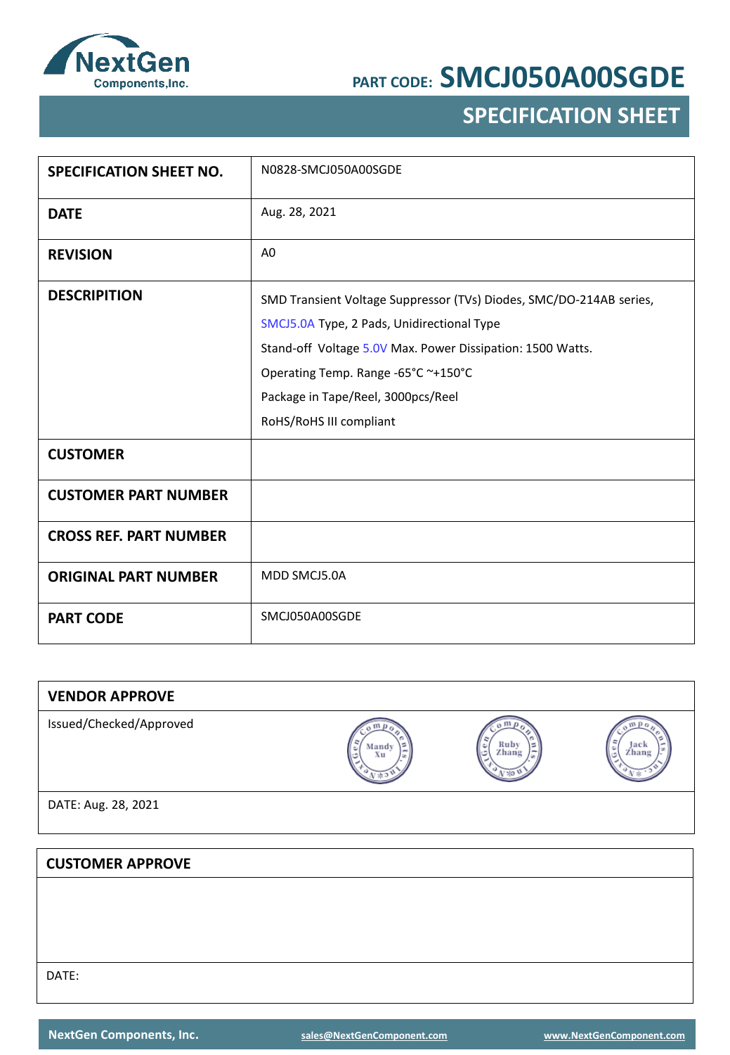NextGen Components,Inc.

PART CODE: **SMCJ050A00SGDE**

## SPECIFICATION SHEET

| | |
|---|---|
| **SPECIFICATION SHEET NO.** | N0828-SMCJ050A00SGDE |
| **DATE** | Aug. 28, 2021 |
| **REVISION** | A0 |
| **DESCRIPITION** | SMD Transient Voltage Suppressor (TVs) Diodes, SMC/DO-214AB series, SMCJ5.0A Type, 2 Pads, Unidirectional Type<br>Stand-off Voltage 5.0V Max. Power Dissipation: 1500 Watts.<br>Operating Temp. Range -65°C ~+150°C<br>Package in Tape/Reel, 3000pcs/Reel<br>RoHS/RoHS III compliant |
| **CUSTOMER** | |
| **CUSTOMER PART NUMBER** | |
| **CROSS REF. PART NUMBER** | |
| **ORIGINAL PART NUMBER** | MDD SMCJ5.0A |
| **PART CODE** | SMCJ050A00SGDE |

| **VENDOR APPROVE** | | | |
|---|---|---|---|
| Issued/Checked/Approved | Mandy Xu | Ruby Zhang | Jack Zhang |
| DATE: Aug. 28, 2021 | | | |

| **CUSTOMER APPROVE** |
|---|
| |
| DATE: |

NextGen Components, Inc. sales@NextGenComponent.com www.NextGenComponent.com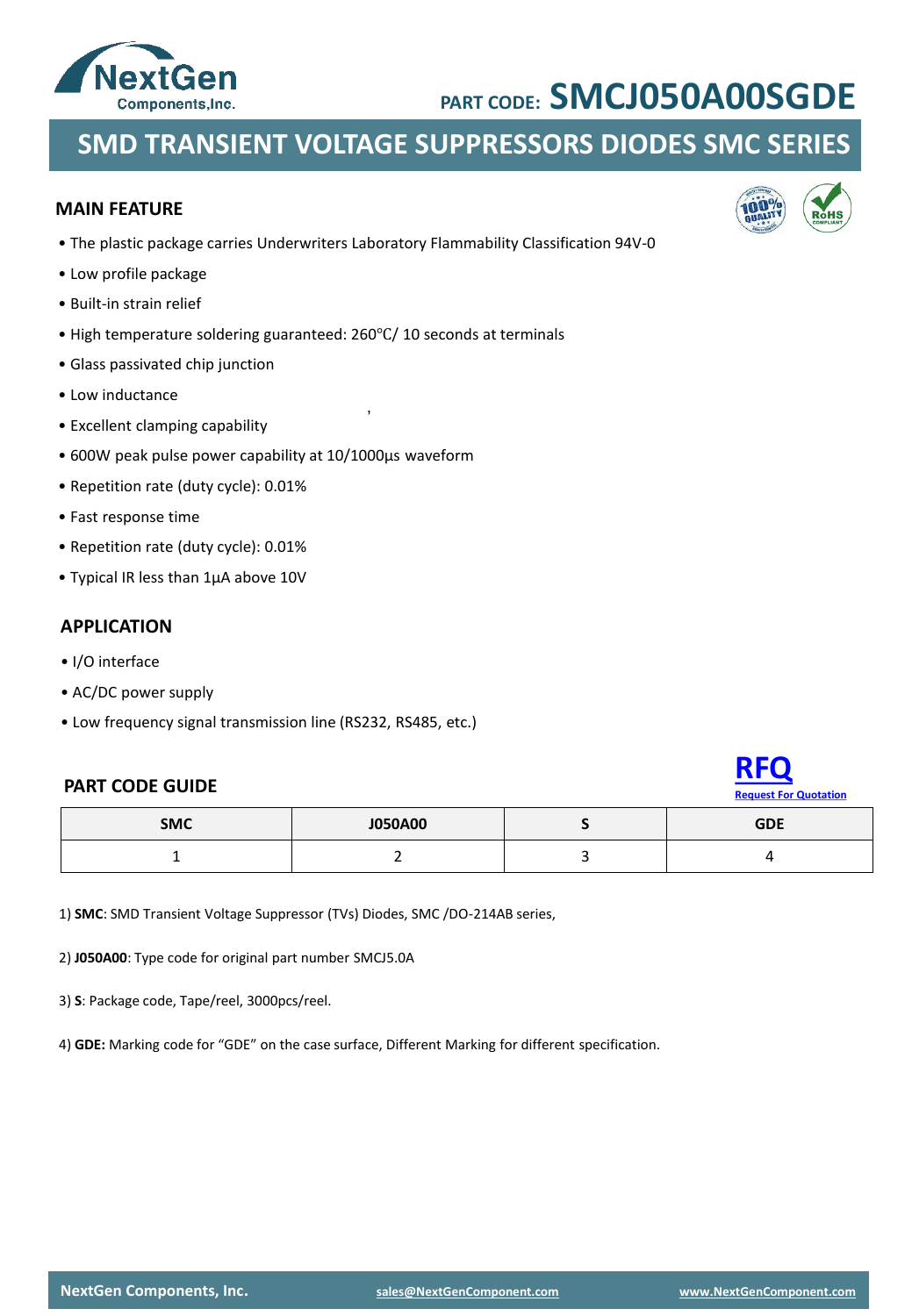**PART CODE: SMCJ050A00SGDE**

# SMD TRANSIENT VOLTAGE SUPPRESSORS DIODES SMC SERIES

## MAIN FEATURE

- The plastic package carries Underwriters Laboratory Flammability Classification 94V-0
- Low profile package
- Built-in strain relief
- High temperature soldering guaranteed: 260℃/ 10 seconds at terminals
- Glass passivated chip junction
- Low inductance
- Excellent clamping capability
- 600W peak pulse power capability at 10/1000μs waveform
- Repetition rate (duty cycle): 0.01%
- Fast response time
- Repetition rate (duty cycle): 0.01%
- Typical IR less than 1μA above 10V

## APPLICATION

- I/O interface
- AC/DC power supply
- Low frequency signal transmission line (RS232, RS485, etc.)

## PART CODE GUIDE

**RFQ**
Request For Quotation

| SMC | J050A00 | S | GDE |
|---|---|---|---|
| 1 | 2 | 3 | 4 |

1) **SMC**: SMD Transient Voltage Suppressor (TVs) Diodes, SMC /DO-214AB series,

2) **J050A00**: Type code for original part number SMCJ5.0A

3) **S**: Package code, Tape/reel, 3000pcs/reel.

4) **GDE:** Marking code for "GDE" on the case surface, Different Marking for different specification.

NextGen Components, Inc. sales@NextGenComponent.com www.NextGenComponent.com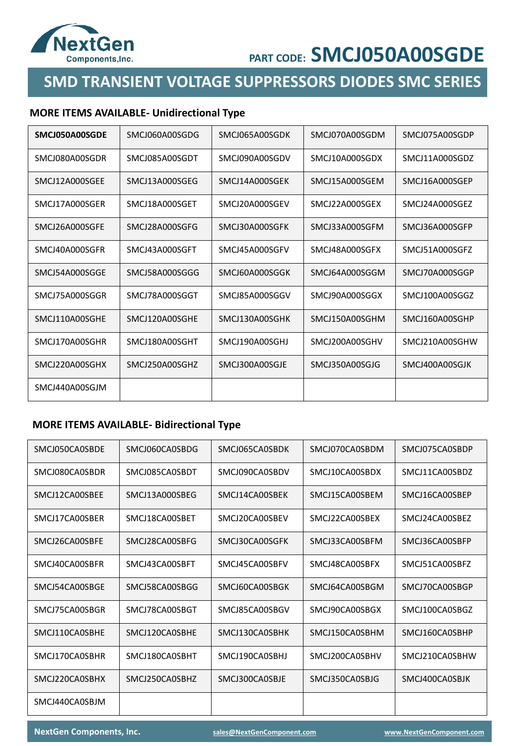PART CODE: **SMCJ050A00SGDE**

## SMD TRANSIENT VOLTAGE SUPPRESSORS DIODES SMC SERIES

### MORE ITEMS AVAILABLE- Unidirectional Type

| | | | | |
|---|---|---|---|---|
| **SMCJ050A00SGDE** | SMCJ060A00SGDG | SMCJ065A00SGDK | SMCJ070A00SGDM | SMCJ075A00SGDP |
| SMCJ080A00SGDR | SMCJ085A00SGDT | SMCJ090A00SGDV | SMCJ10A000SGDX | SMCJ11A000SGDZ |
| SMCJ12A000SGEE | SMCJ13A000SGEG | SMCJ14A000SGEK | SMCJ15A000SGEM | SMCJ16A000SGEP |
| SMCJ17A000SGER | SMCJ18A000SGET | SMCJ20A000SGEV | SMCJ22A000SGEX | SMCJ24A000SGEZ |
| SMCJ26A000SGFE | SMCJ28A000SGFG | SMCJ30A000SGFK | SMCJ33A000SGFM | SMCJ36A000SGFP |
| SMCJ40A000SGFR | SMCJ43A000SGFT | SMCJ45A000SGFV | SMCJ48A000SGFX | SMCJ51A000SGFZ |
| SMCJ54A000SGGE | SMCJ58A000SGGG | SMCJ60A000SGGK | SMCJ64A000SGGM | SMCJ70A000SGGP |
| SMCJ75A000SGGR | SMCJ78A000SGGT | SMCJ85A000SGGV | SMCJ90A000SGGX | SMCJ100A00SGGZ |
| SMCJ110A00SGHE | SMCJ120A00SGHE | SMCJ130A00SGHK | SMCJ150A00SGHM | SMCJ160A00SGHP |
| SMCJ170A00SGHR | SMCJ180A00SGHT | SMCJ190A00SGHJ | SMCJ200A00SGHV | SMCJ210A00SGHW |
| SMCJ220A00SGHX | SMCJ250A00SGHZ | SMCJ300A00SGJE | SMCJ350A00SGJG | SMCJ400A00SGJK |
| SMCJ440A00SGJM | | | | |

### MORE ITEMS AVAILABLE- Bidirectional Type

| | | | | |
|---|---|---|---|---|
| SMCJ050CA0SBDE | SMCJ060CA0SBDG | SMCJ065CA0SBDK | SMCJ070CA0SBDM | SMCJ075CA0SBDP |
| SMCJ080CA0SBDR | SMCJ085CA0SBDT | SMCJ090CA0SBDV | SMCJ10CA00SBDX | SMCJ11CA00SBDZ |
| SMCJ12CA00SBEE | SMCJ13A000SBEG | SMCJ14CA00SBEK | SMCJ15CA00SBEM | SMCJ16CA00SBEP |
| SMCJ17CA00SBER | SMCJ18CA00SBET | SMCJ20CA00SBEV | SMCJ22CA00SBEX | SMCJ24CA00SBEZ |
| SMCJ26CA00SBFE | SMCJ28CA00SBFG | SMCJ30CA00SGFK | SMCJ33CA00SBFM | SMCJ36CA00SBFP |
| SMCJ40CA00SBFR | SMCJ43CA00SBFT | SMCJ45CA00SBFV | SMCJ48CA00SBFX | SMCJ51CA00SBFZ |
| SMCJ54CA00SBGE | SMCJ58CA00SBGG | SMCJ60CA00SBGK | SMCJ64CA00SBGM | SMCJ70CA00SBGP |
| SMCJ75CA00SBGR | SMCJ78CA00SBGT | SMCJ85CA00SBGV | SMCJ90CA00SBGX | SMCJ100CA0SBGZ |
| SMCJ110CA0SBHE | SMCJ120CA0SBHE | SMCJ130CA0SBHK | SMCJ150CA0SBHM | SMCJ160CA0SBHP |
| SMCJ170CA0SBHR | SMCJ180CA0SBHT | SMCJ190CA0SBHJ | SMCJ200CA0SBHV | SMCJ210CA0SBHW |
| SMCJ220CA0SBHX | SMCJ250CA0SBHZ | SMCJ300CA0SBJE | SMCJ350CA0SBJG | SMCJ400CA0SBJK |
| SMCJ440CA0SBJM | | | | |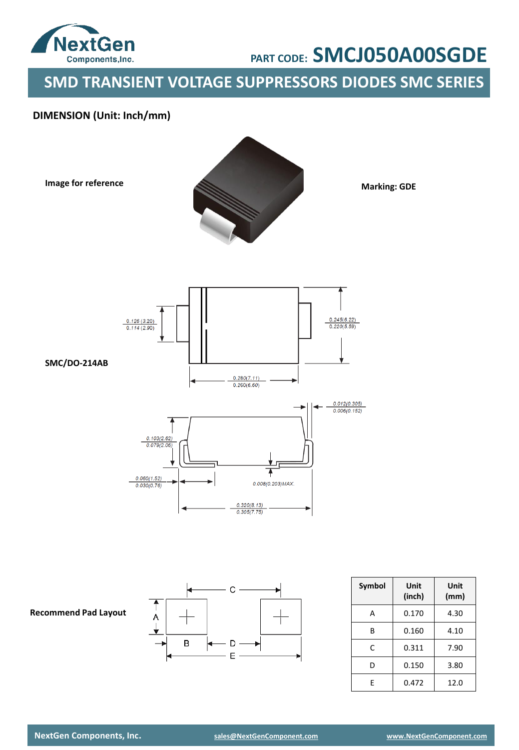PART CODE: **SMCJ050A00SGDE**

# SMD TRANSIENT VOLTAGE SUPPRESSORS DIODES SMC SERIES

## DIMENSION (Unit: Inch/mm)

**Image for reference**

**Marking: GDE**

**SMC/DO-214AB**

0.126 (3.20) / 0.114 (2.90)

0.245(6.22) / 0.220(5.59)

0.280(7.11) / 0.260(6.60)

0.012(0.305) / 0.006(0.152)

0.103(2.62) / 0.079(2.06)

0.060(1.52) / 0.030(0.76)

0.008(0.203)MAX.

0.320(8.13) / 0.305(7.75)

**Recommend Pad Layout**

| Symbol | Unit (inch) | Unit (mm) |
|---|---|---|
| A | 0.170 | 4.30 |
| B | 0.160 | 4.10 |
| C | 0.311 | 7.90 |
| D | 0.150 | 3.80 |
| E | 0.472 | 12.0 |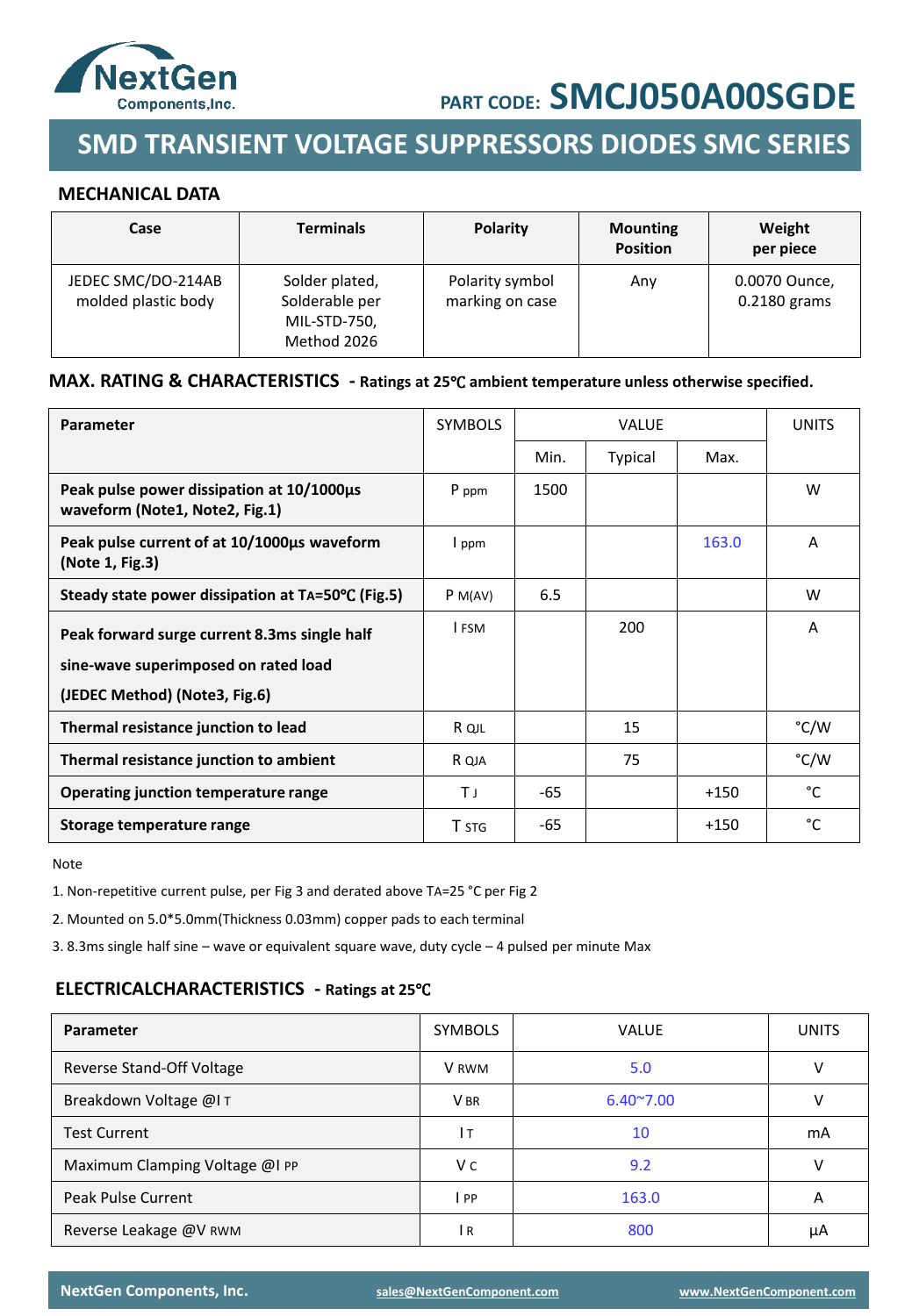NextGen Components,Inc.

PART CODE: **SMCJ050A00SGDE**

# SMD TRANSIENT VOLTAGE SUPPRESSORS DIODES SMC SERIES

## MECHANICAL DATA

| Case | Terminals | Polarity | Mounting Position | Weight per piece |
|---|---|---|---|---|
| JEDEC SMC/DO-214AB molded plastic body | Solder plated, Solderable per MIL-STD-750, Method 2026 | Polarity symbol marking on case | Any | 0.0070 Ounce, 0.2180 grams |

## MAX. RATING & CHARACTERISTICS - Ratings at 25℃ ambient temperature unless otherwise specified.

| Parameter | SYMBOLS | VALUE | | | UNITS |
|---|---|---|---|---|---|
| | | Min. | Typical | Max. | |
| **Peak pulse power dissipation at 10/1000µs waveform (Note1, Note2, Fig.1)** | $P_{ppm}$ | 1500 | | | W |
| **Peak pulse current of at 10/1000µs waveform (Note 1, Fig.3)** | $I_{ppm}$ | | | 163.0 | A |
| **Steady state power dissipation at $T_A$=50℃ (Fig.5)** | $P_{M(AV)}$ | 6.5 | | | W |
| **Peak forward surge current 8.3ms single half sine-wave superimposed on rated load (JEDEC Method) (Note3, Fig.6)** | $I_{FSM}$ | | 200 | | A |
| **Thermal resistance junction to lead** | $R_{QJL}$ | | 15 | | °C/W |
| **Thermal resistance junction to ambient** | $R_{QJA}$ | | 75 | | °C/W |
| **Operating junction temperature range** | $T_J$ | -65 | | +150 | °C |
| **Storage temperature range** | $T_{STG}$ | -65 | | +150 | °C |

Note

1. Non-repetitive current pulse, per Fig 3 and derated above $T_A$=25 °C per Fig 2
2. Mounted on 5.0*5.0mm(Thickness 0.03mm) copper pads to each terminal
3. 8.3ms single half sine – wave or equivalent square wave, duty cycle – 4 pulsed per minute Max

## ELECTRICALCHARACTERISTICS - Ratings at 25℃

| Parameter | SYMBOLS | VALUE | UNITS |
|---|---|---|---|
| Reverse Stand-Off Voltage | $V_{RWM}$ | 5.0 | V |
| Breakdown Voltage @$I_T$ | $V_{BR}$ | 6.40~7.00 | V |
| Test Current | $I_T$ | 10 | mA |
| Maximum Clamping Voltage @$I_{PP}$ | $V_C$ | 9.2 | V |
| Peak Pulse Current | $I_{PP}$ | 163.0 | A |
| Reverse Leakage @$V_{RWM}$ | $I_R$ | 800 | µA |

NextGen Components, Inc. sales@NextGenComponent.com www.NextGenComponent.com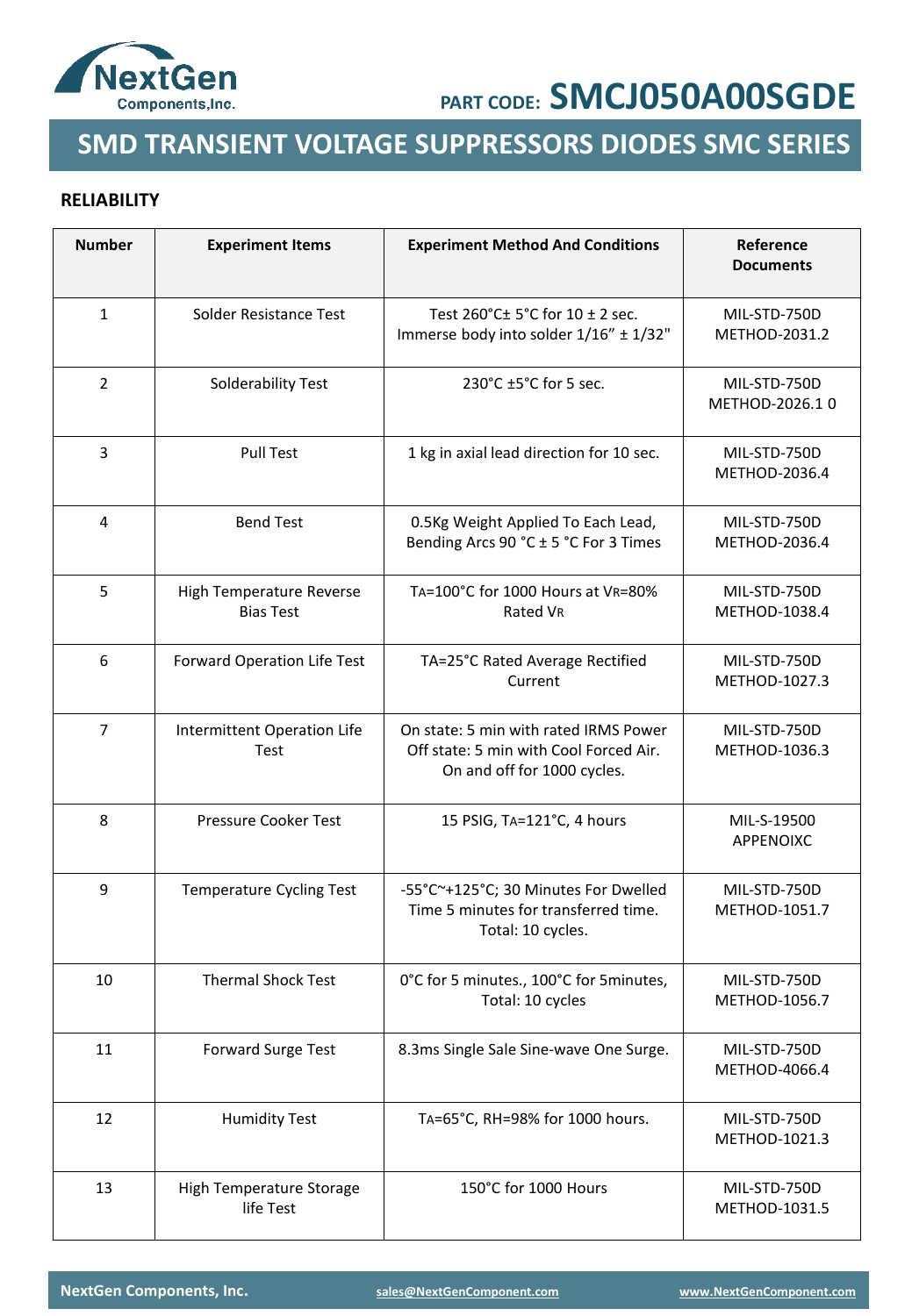PART CODE: SMCJ050A00SGDE

# SMD TRANSIENT VOLTAGE SUPPRESSORS DIODES SMC SERIES

## RELIABILITY

| Number | Experiment Items | Experiment Method And Conditions | Reference Documents |
|---|---|---|---|
| 1 | Solder Resistance Test | Test 260°C± 5°C for 10 ± 2 sec. Immerse body into solder 1/16" ± 1/32" | MIL-STD-750D METHOD-2031.2 |
| 2 | Solderability Test | 230°C ±5°C for 5 sec. | MIL-STD-750D METHOD-2026.1 0 |
| 3 | Pull Test | 1 kg in axial lead direction for 10 sec. | MIL-STD-750D METHOD-2036.4 |
| 4 | Bend Test | 0.5Kg Weight Applied To Each Lead, Bending Arcs 90 °C ± 5 °C For 3 Times | MIL-STD-750D METHOD-2036.4 |
| 5 | High Temperature Reverse Bias Test | $T_A$=100°C for 1000 Hours at $V_R$=80% Rated $V_R$ | MIL-STD-750D METHOD-1038.4 |
| 6 | Forward Operation Life Test | TA=25°C Rated Average Rectified Current | MIL-STD-750D METHOD-1027.3 |
| 7 | Intermittent Operation Life Test | On state: 5 min with rated IRMS Power Off state: 5 min with Cool Forced Air. On and off for 1000 cycles. | MIL-STD-750D METHOD-1036.3 |
| 8 | Pressure Cooker Test | 15 PSIG, $T_A$=121°C, 4 hours | MIL-S-19500 APPENOIXC |
| 9 | Temperature Cycling Test | -55°C~+125°C; 30 Minutes For Dwelled Time 5 minutes for transferred time. Total: 10 cycles. | MIL-STD-750D METHOD-1051.7 |
| 10 | Thermal Shock Test | 0°C for 5 minutes., 100°C for 5minutes, Total: 10 cycles | MIL-STD-750D METHOD-1056.7 |
| 11 | Forward Surge Test | 8.3ms Single Sale Sine-wave One Surge. | MIL-STD-750D METHOD-4066.4 |
| 12 | Humidity Test | $T_A$=65°C, RH=98% for 1000 hours. | MIL-STD-750D METHOD-1021.3 |
| 13 | High Temperature Storage life Test | 150°C for 1000 Hours | MIL-STD-750D METHOD-1031.5 |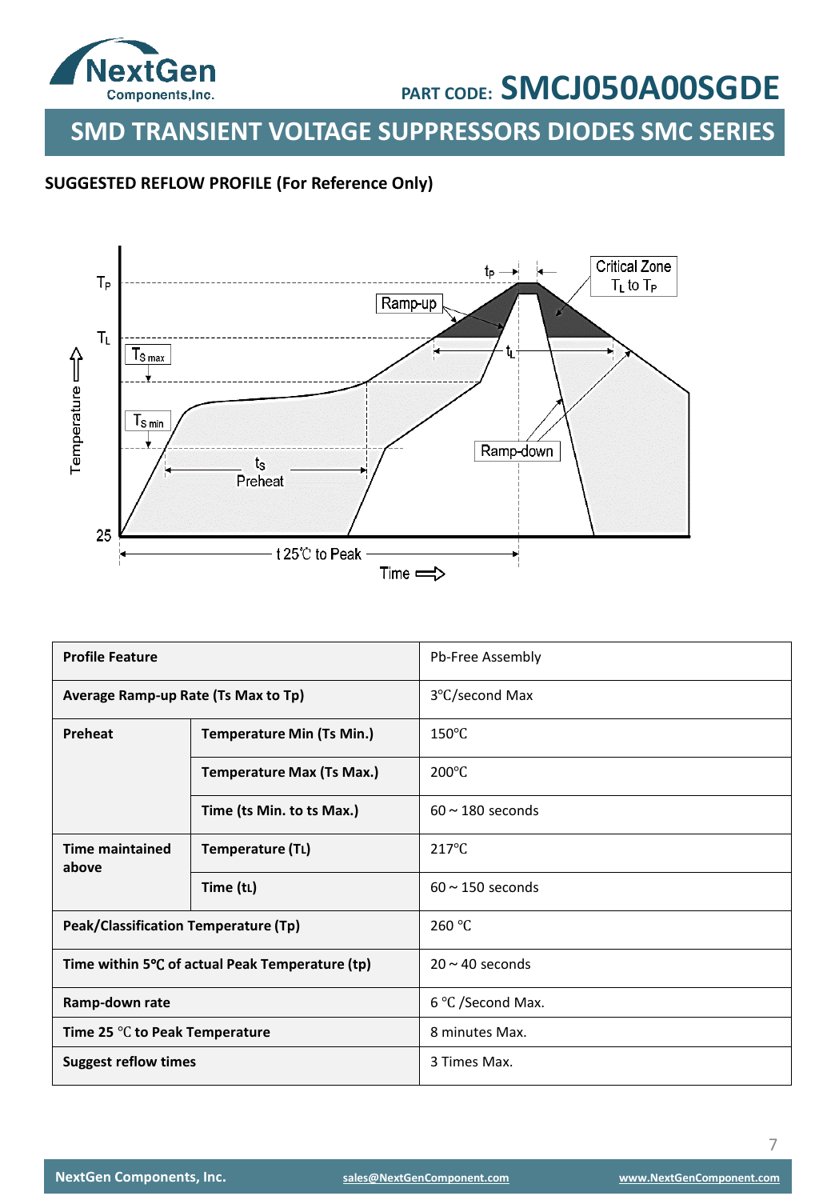## SUGGESTED REFLOW PROFILE (For Reference Only)

| Profile Feature | | Pb-Free Assembly |
|---|---|---|
| Average Ramp-up Rate (Ts Max to Tp) | | 3°C/second Max |
| Preheat | Temperature Min (Ts Min.) | 150°C |
| | Temperature Max (Ts Max.) | 200°C |
| | Time (ts Min. to ts Max.) | 60 ~ 180 seconds |
| Time maintained above | Temperature (TL) | 217°C |
| | Time (tL) | 60 ~ 150 seconds |
| Peak/Classification Temperature (Tp) | | 260 °C |
| Time within 5°C of actual Peak Temperature (tp) | | 20 ~ 40 seconds |
| Ramp-down rate | | 6 °C /Second Max. |
| Time 25 ℃ to Peak Temperature | | 8 minutes Max. |
| Suggest reflow times | | 3 Times Max. |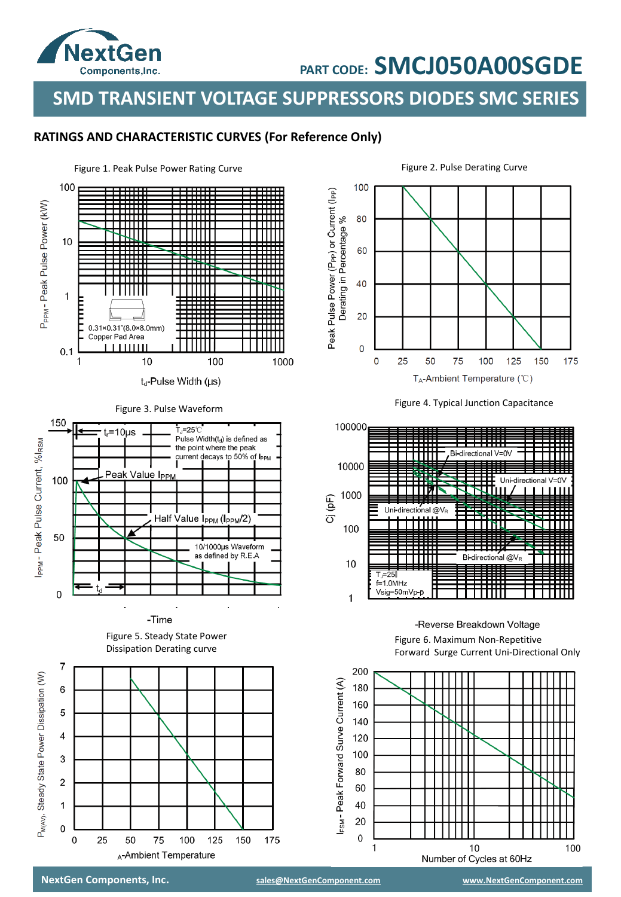# SMCJ050A00SGDE

## SMD TRANSIENT VOLTAGE SUPPRESSORS DIODES SMC SERIES

### RATINGS AND CHARACTERISTIC CURVES (For Reference Only)

Figure 1. Peak Pulse Power Rating Curve

$P_{PPM}$ - Peak Pulse Power (kW)

0.31×0.31"(8.0×8.0mm) Copper Pad Area

$t_d$-Pulse Width (μs)

Figure 2. Pulse Derating Curve

Peak Pulse Power ($P_{PP}$) or Current ($I_{PP}$) Derating in Percentage %

$T_A$-Ambient Temperature (℃)

Figure 3. Pulse Waveform

$I_{PPM}$ - Peak Pulse Current, $\%I_{RSM}$

$t_r$=10μs

$T_J$=25℃ Pulse Width($t_d$) is defined as the point where the peak current decays to 50% of $I_{PPM}$

Peak Value $I_{PPM}$

Half Value $I_{PPM}$ ($I_{PPM}$/2)

10/1000μs Waveform as defined by R.E.A

$t_d$

-Time

Figure 4. Typical Junction Capacitance

Cj (pF)

Bi-directional V=0V

Uni-directional V=0V

Uni-directional @$V_R$

Bi-directional @$V_R$

$T_J$=25℃ f=1.0MHz Vsig=50mVp-p

-Reverse Breakdown Voltage

Figure 5. Steady State Power Dissipation Derating curve

$P_{M(AV)}$, Steady State Power Dissipation (W)

$T_A$-Ambient Temperature

Figure 6. Maximum Non-Repetitive Forward Surge Current Uni-Directional Only

$I_{FSM}$ - Peak Forward Surve Current (A)

Number of Cycles at 60Hz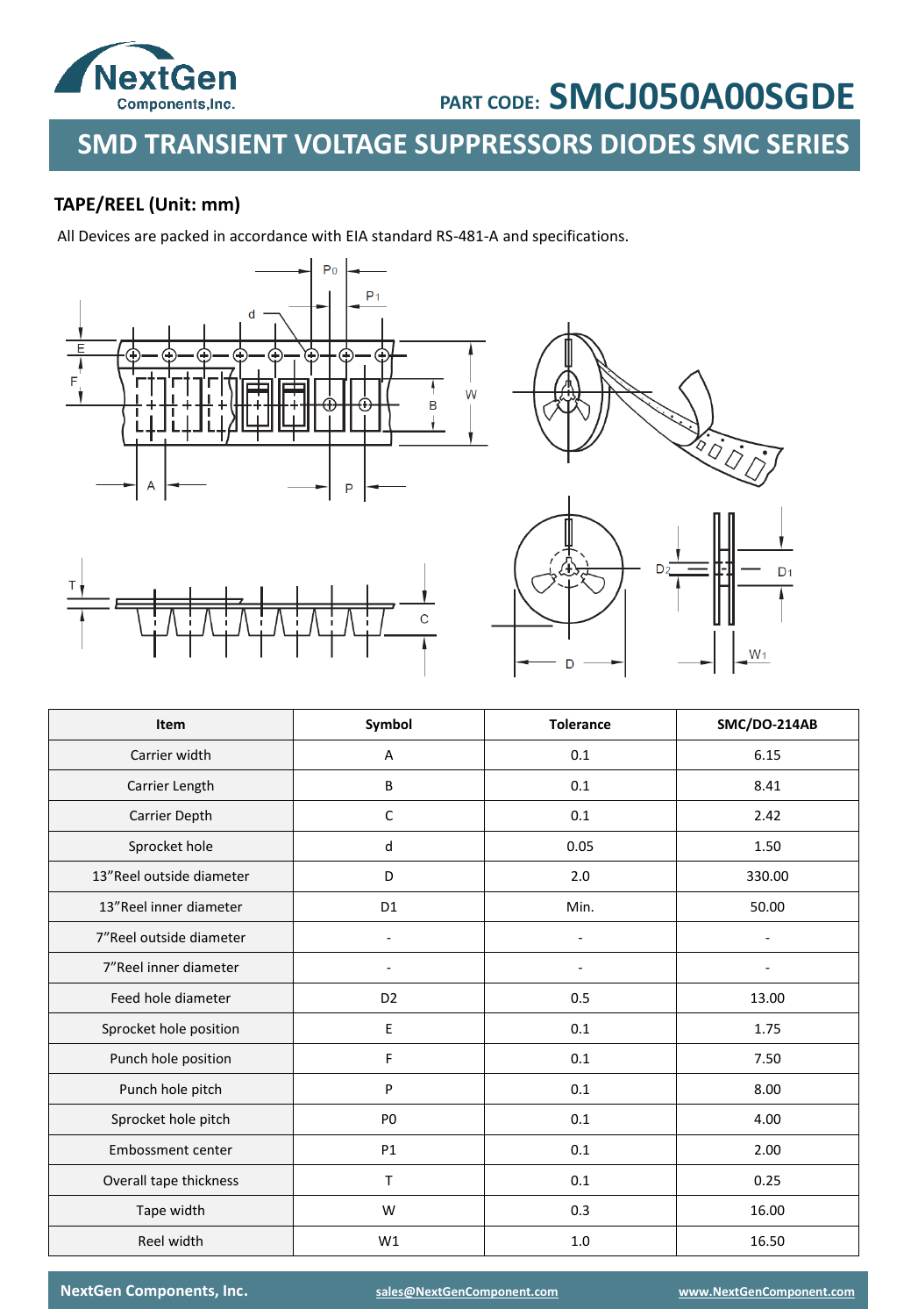PART CODE: SMCJ050A00SGDE

# SMD TRANSIENT VOLTAGE SUPPRESSORS DIODES SMC SERIES

## TAPE/REEL (Unit: mm)

All Devices are packed in accordance with EIA standard RS-481-A and specifications.

| Item | Symbol | Tolerance | SMC/DO-214AB |
|---|---|---|---|
| Carrier width | A | 0.1 | 6.15 |
| Carrier Length | B | 0.1 | 8.41 |
| Carrier Depth | C | 0.1 | 2.42 |
| Sprocket hole | d | 0.05 | 1.50 |
| 13”Reel outside diameter | D | 2.0 | 330.00 |
| 13”Reel inner diameter | D1 | Min. | 50.00 |
| 7”Reel outside diameter | - | - | - |
| 7”Reel inner diameter | - | - | - |
| Feed hole diameter | D2 | 0.5 | 13.00 |
| Sprocket hole position | E | 0.1 | 1.75 |
| Punch hole position | F | 0.1 | 7.50 |
| Punch hole pitch | P | 0.1 | 8.00 |
| Sprocket hole pitch | P0 | 0.1 | 4.00 |
| Embossment center | P1 | 0.1 | 2.00 |
| Overall tape thickness | T | 0.1 | 0.25 |
| Tape width | W | 0.3 | 16.00 |
| Reel width | W1 | 1.0 | 16.50 |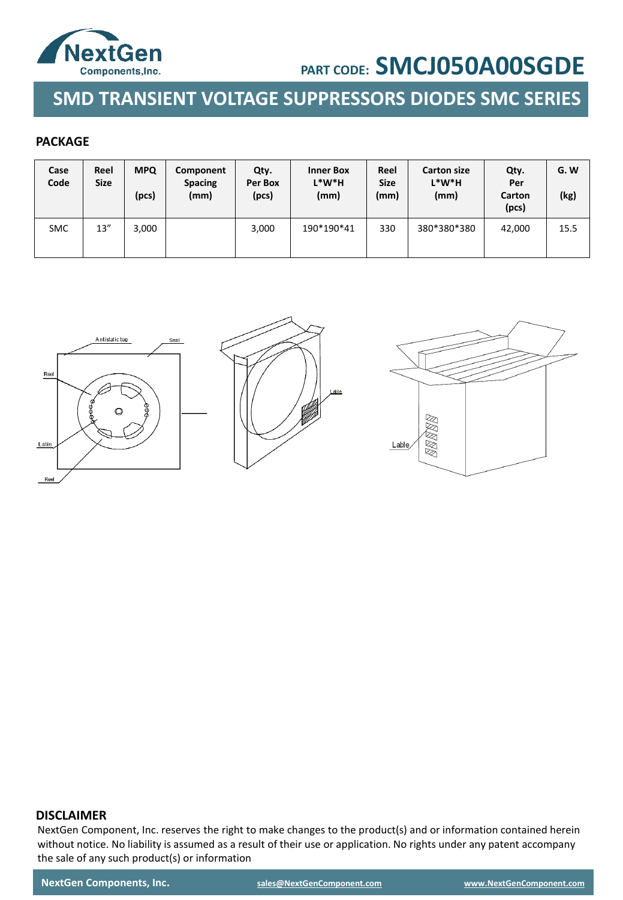# SMD TRANSIENT VOLTAGE SUPPRESSORS DIODES SMC SERIES

PART CODE: SMCJ050A00SGDE

## PACKAGE

| Case Code | Reel Size | MPQ (pcs) | Component Spacing (mm) | Qty. Per Box (pcs) | Inner Box L*W*H (mm) | Reel Size (mm) | Carton size L*W*H (mm) | Qty. Per Carton (pcs) | G. W (kg) |
|---|---|---|---|---|---|---|---|---|---|
| SMC | 13” | 3,000 | | 3,000 | 190*190*41 | 330 | 380*380*380 | 42,000 | 15.5 |

Antistatic bag
Seal
Reel
Lable
Reel
Lable
Lable

## DISCLAIMER

NextGen Component, Inc. reserves the right to make changes to the product(s) and or information contained herein without notice. No liability is assumed as a result of their use or application. No rights under any patent accompany the sale of any such product(s) or information